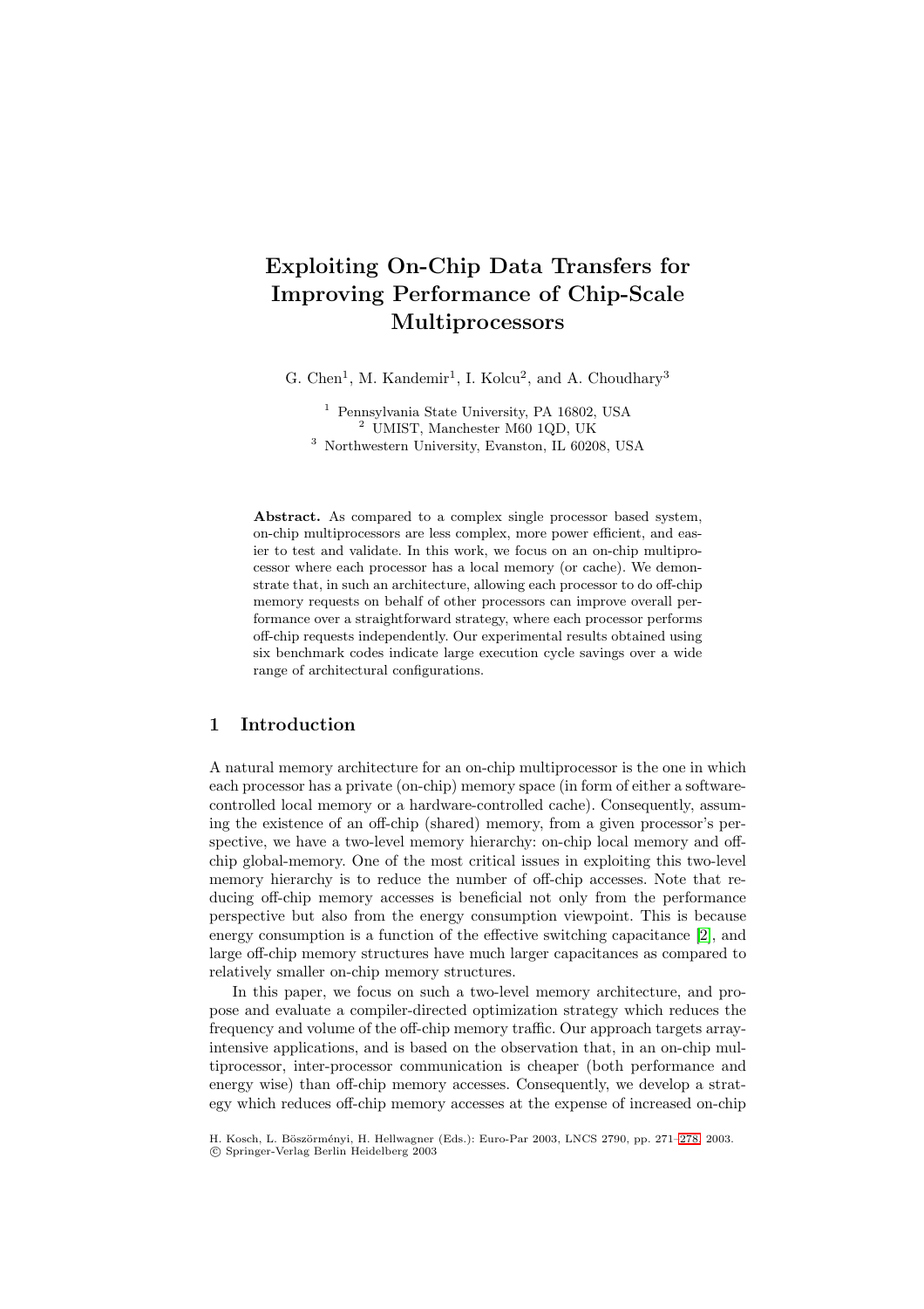# Exploiting On-Chip Data Transfers for Improving Performance of Chip-Scale Multiprocessors

G. Chen[1], M. Kandemir[1], I. Kolcu[2], and A. Choudhary[3]

[1] Pennsylvania State University, PA 16802, USA
[2] UMIST, Manchester M60 1QD, UK
[3] Northwestern University, Evanston, IL 60208, USA

**Abstract.** As compared to a complex single processor based system, on-chip multiprocessors are less complex, more power efficient, and easier to test and validate. In this work, we focus on an on-chip multiprocessor where each processor has a local memory (or cache). We demonstrate that, in such an architecture, allowing each processor to do off-chip memory requests on behalf of other processors can improve overall performance over a straightforward strategy, where each processor performs off-chip requests independently. Our experimental results obtained using six benchmark codes indicate large execution cycle savings over a wide range of architectural configurations.

## 1 Introduction

A natural memory architecture for an on-chip multiprocessor is the one in which each processor has a private (on-chip) memory space (in form of either a software-controlled local memory or a hardware-controlled cache). Consequently, assuming the existence of an off-chip (shared) memory, from a given processor's perspective, we have a two-level memory hierarchy: on-chip local memory and off-chip global-memory. One of the most critical issues in exploiting this two-level memory hierarchy is to reduce the number of off-chip accesses. Note that reducing off-chip memory accesses is beneficial not only from the performance perspective but also from the energy consumption viewpoint. This is because energy consumption is a function of the effective switching capacitance [2], and large off-chip memory structures have much larger capacitances as compared to relatively smaller on-chip memory structures.

In this paper, we focus on such a two-level memory architecture, and propose and evaluate a compiler-directed optimization strategy which reduces the frequency and volume of the off-chip memory traffic. Our approach targets array-intensive applications, and is based on the observation that, in an on-chip multiprocessor, inter-processor communication is cheaper (both performance and energy wise) than off-chip memory accesses. Consequently, we develop a strategy which reduces off-chip memory accesses at the expense of increased on-chip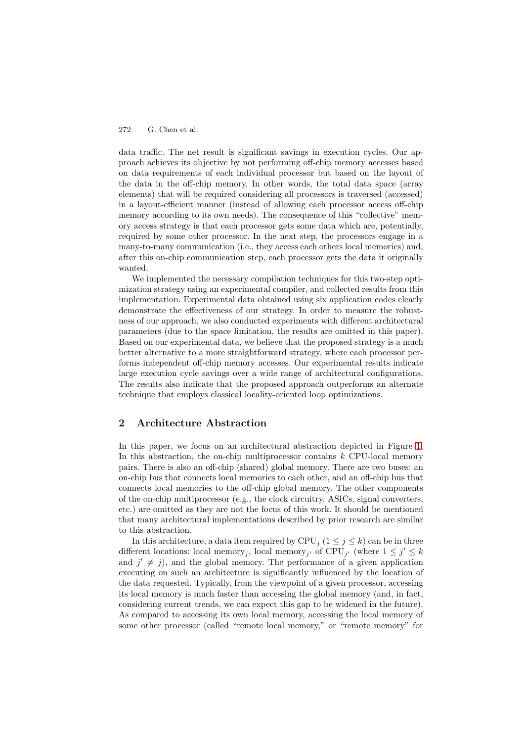data traffic. The net result is significant savings in execution cycles. Our approach achieves its objective by not performing off-chip memory accesses based on data requirements of each individual processor but based on the layout of the data in the off-chip memory. In other words, the total data space (array elements) that will be required considering all processors is traversed (accessed) in a layout-efficient manner (instead of allowing each processor access off-chip memory according to its own needs). The consequence of this "collective" memory access strategy is that each processor gets some data which are, potentially, required by some other processor. In the next step, the processors engage in a many-to-many communication (i.e., they access each others local memories) and, after this on-chip communication step, each processor gets the data it originally wanted.

We implemented the necessary compilation techniques for this two-step optimization strategy using an experimental compiler, and collected results from this implementation. Experimental data obtained using six application codes clearly demonstrate the effectiveness of our strategy. In order to measure the robustness of our approach, we also conducted experiments with different architectural parameters (due to the space limitation, the results are omitted in this paper). Based on our experimental data, we believe that the proposed strategy is a much better alternative to a more straightforward strategy, where each processor performs independent off-chip memory accesses. Our experimental results indicate large execution cycle savings over a wide range of architectural configurations. The results also indicate that the proposed approach outperforms an alternate technique that employs classical locality-oriented loop optimizations.

## 2 Architecture Abstraction

In this paper, we focus on an architectural abstraction depicted in Figure 1. In this abstraction, the on-chip multiprocessor contains $k$ CPU-local memory pairs. There is also an off-chip (shared) global memory. There are two buses: an on-chip bus that connects local memories to each other, and an off-chip bus that connects local memories to the off-chip global memory. The other components of the on-chip multiprocessor (e.g., the clock circuitry, ASICs, signal converters, etc.) are omitted as they are not the focus of this work. It should be mentioned that many architectural implementations described by prior research are similar to this abstraction.

In this architecture, a data item required by $\text{CPU}_j$ ($1 \leq j \leq k$) can be in three different locations: local $\text{memory}_j$, local $\text{memory}_{j'}$ of $\text{CPU}_{j'}$ (where $1 \leq j' \leq k$ and $j' \neq j$), and the global memory. The performance of a given application executing on such an architecture is significantly influenced by the location of the data requested. Typically, from the viewpoint of a given processor, accessing its local memory is much faster than accessing the global memory (and, in fact, considering current trends, we can expect this gap to be widened in the future). As compared to accessing its own local memory, accessing the local memory of some other processor (called "remote local memory," or "remote memory" for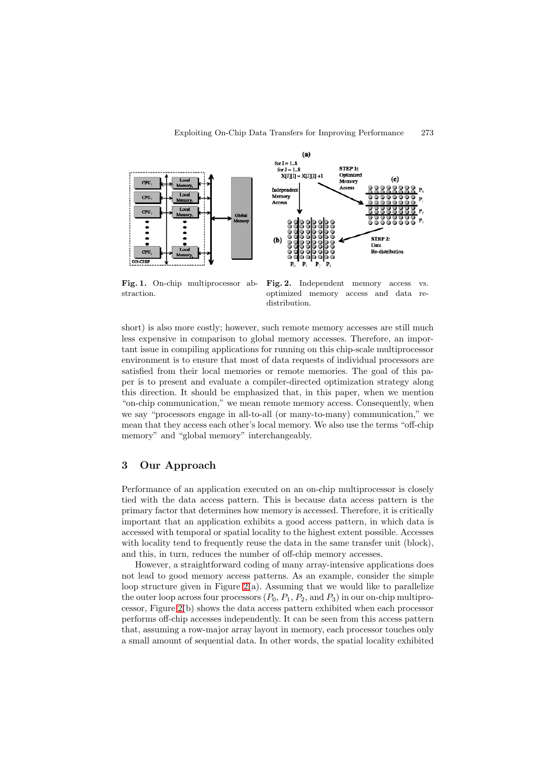Fig. 1. On-chip multiprocessor abstraction.

Fig. 2. Independent memory access vs. optimized memory access and data re-distribution.

short) is also more costly; however, such remote memory accesses are still much less expensive in comparison to global memory accesses. Therefore, an important issue in compiling applications for running on this chip-scale multiprocessor environment is to ensure that most of data requests of individual processors are satisfied from their local memories or remote memories. The goal of this paper is to present and evaluate a compiler-directed optimization strategy along this direction. It should be emphasized that, in this paper, when we mention "on-chip communication," we mean remote memory access. Consequently, when we say "processors engage in all-to-all (or many-to-many) communication," we mean that they access each other's local memory. We also use the terms "off-chip memory" and "global memory" interchangeably.

## 3 Our Approach

Performance of an application executed on an on-chip multiprocessor is closely tied with the data access pattern. This is because data access pattern is the primary factor that determines how memory is accessed. Therefore, it is critically important that an application exhibits a good access pattern, in which data is accessed with temporal or spatial locality to the highest extent possible. Accesses with locality tend to frequently reuse the data in the same transfer unit (block), and this, in turn, reduces the number of off-chip memory accesses.

However, a straightforward coding of many array-intensive applications does not lead to good memory access patterns. As an example, consider the simple loop structure given in Figure 2(a). Assuming that we would like to parallelize the outer loop across four processors ($P_0$, $P_1$, $P_2$, and $P_3$) in our on-chip multiprocessor, Figure 2(b) shows the data access pattern exhibited when each processor performs off-chip accesses independently. It can be seen from this access pattern that, assuming a row-major array layout in memory, each processor touches only a small amount of sequential data. In other words, the spatial locality exhibited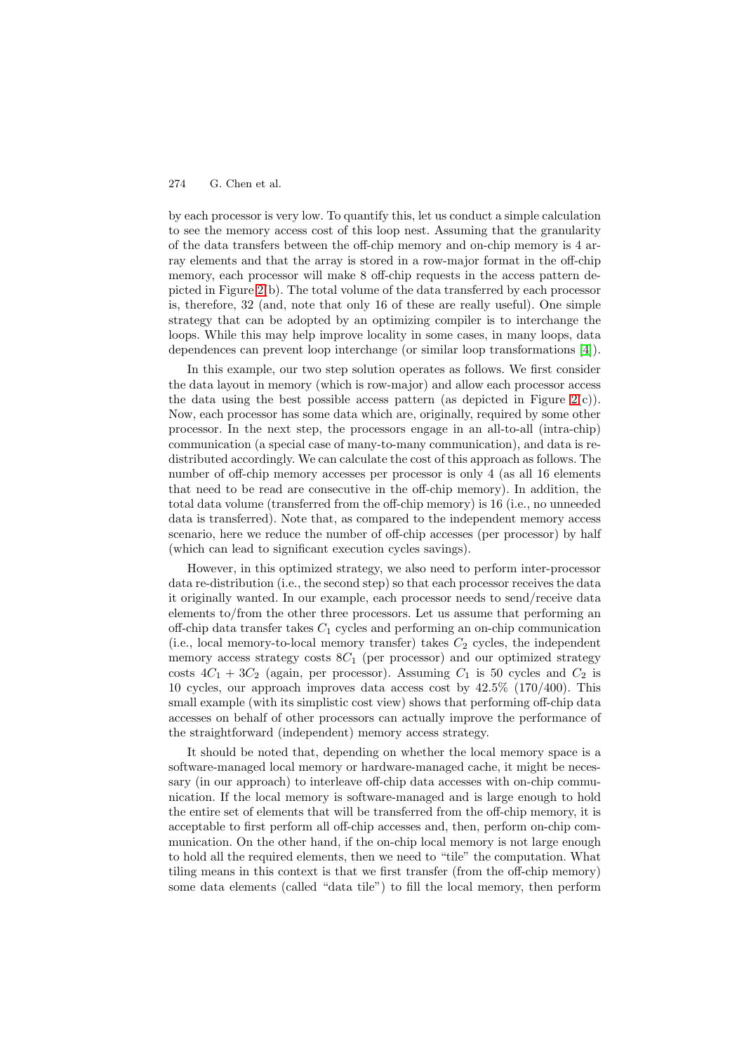by each processor is very low. To quantify this, let us conduct a simple calculation to see the memory access cost of this loop nest. Assuming that the granularity of the data transfers between the off-chip memory and on-chip memory is 4 array elements and that the array is stored in a row-major format in the off-chip memory, each processor will make 8 off-chip requests in the access pattern depicted in Figure 2(b). The total volume of the data transferred by each processor is, therefore, 32 (and, note that only 16 of these are really useful). One simple strategy that can be adopted by an optimizing compiler is to interchange the loops. While this may help improve locality in some cases, in many loops, data dependences can prevent loop interchange (or similar loop transformations [4]).

In this example, our two step solution operates as follows. We first consider the data layout in memory (which is row-major) and allow each processor access the data using the best possible access pattern (as depicted in Figure 2(c)). Now, each processor has some data which are, originally, required by some other processor. In the next step, the processors engage in an all-to-all (intra-chip) communication (a special case of many-to-many communication), and data is redistributed accordingly. We can calculate the cost of this approach as follows. The number of off-chip memory accesses per processor is only 4 (as all 16 elements that need to be read are consecutive in the off-chip memory). In addition, the total data volume (transferred from the off-chip memory) is 16 (i.e., no unneeded data is transferred). Note that, as compared to the independent memory access scenario, here we reduce the number of off-chip accesses (per processor) by half (which can lead to significant execution cycles savings).

However, in this optimized strategy, we also need to perform inter-processor data re-distribution (i.e., the second step) so that each processor receives the data it originally wanted. In our example, each processor needs to send/receive data elements to/from the other three processors. Let us assume that performing an off-chip data transfer takes $C_1$ cycles and performing an on-chip communication (i.e., local memory-to-local memory transfer) takes $C_2$ cycles, the independent memory access strategy costs $8C_1$ (per processor) and our optimized strategy costs $4C_1 + 3C_2$ (again, per processor). Assuming $C_1$ is 50 cycles and $C_2$ is 10 cycles, our approach improves data access cost by 42.5% (170/400). This small example (with its simplistic cost view) shows that performing off-chip data accesses on behalf of other processors can actually improve the performance of the straightforward (independent) memory access strategy.

It should be noted that, depending on whether the local memory space is a software-managed local memory or hardware-managed cache, it might be necessary (in our approach) to interleave off-chip data accesses with on-chip communication. If the local memory is software-managed and is large enough to hold the entire set of elements that will be transferred from the off-chip memory, it is acceptable to first perform all off-chip accesses and, then, perform on-chip communication. On the other hand, if the on-chip local memory is not large enough to hold all the required elements, then we need to "tile" the computation. What tiling means in this context is that we first transfer (from the off-chip memory) some data elements (called "data tile") to fill the local memory, then perform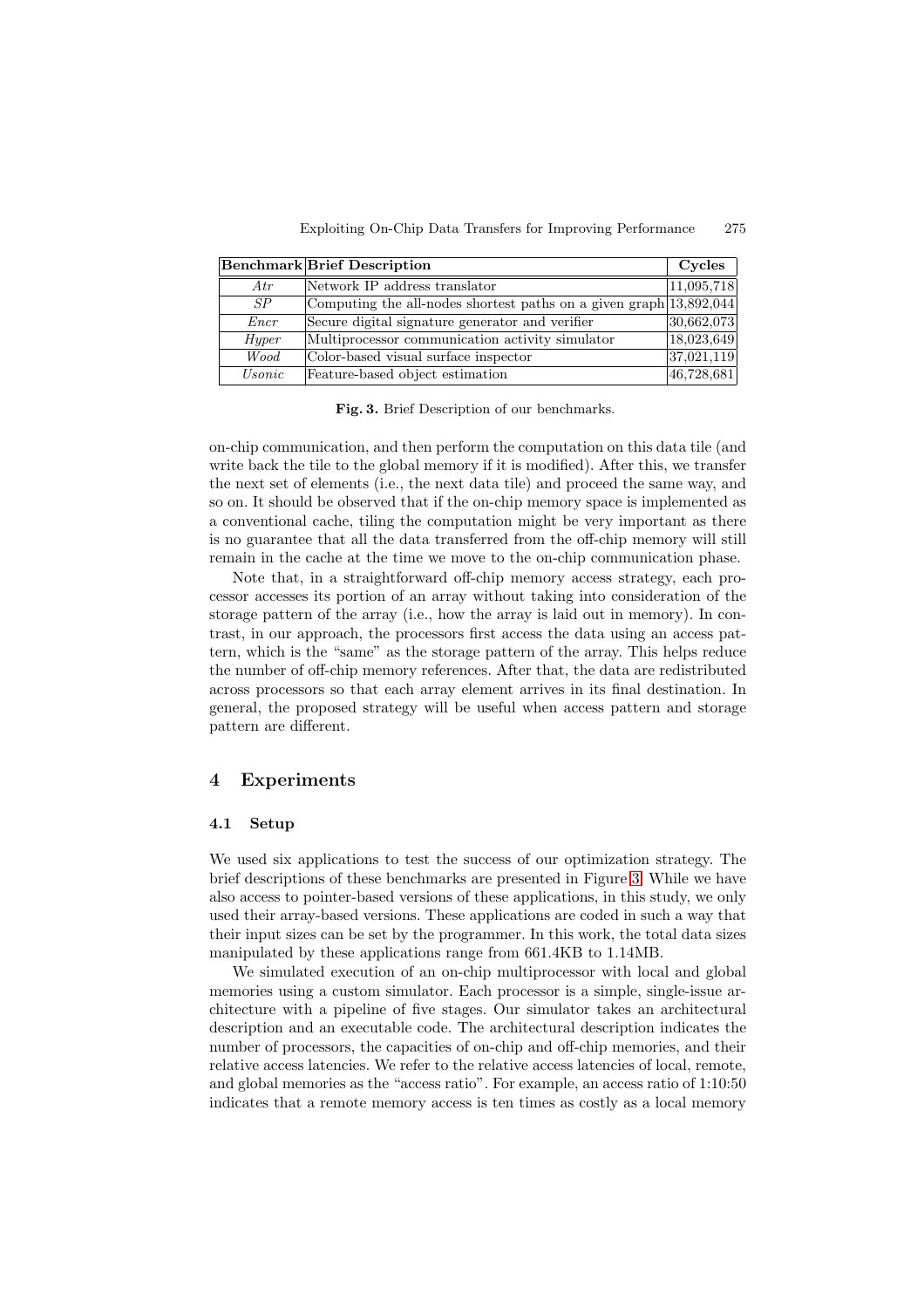| Benchmark | Brief Description | Cycles |
|---|---|---|
| *Atr* | Network IP address translator | 11,095,718 |
| *SP* | Computing the all-nodes shortest paths on a given graph | 13,892,044 |
| *Encr* | Secure digital signature generator and verifier | 30,662,073 |
| *Hyper* | Multiprocessor communication activity simulator | 18,023,649 |
| *Wood* | Color-based visual surface inspector | 37,021,119 |
| *Usonic* | Feature-based object estimation | 46,728,681 |

**Fig. 3.** Brief Description of our benchmarks.

on-chip communication, and then perform the computation on this data tile (and write back the tile to the global memory if it is modified). After this, we transfer the next set of elements (i.e., the next data tile) and proceed the same way, and so on. It should be observed that if the on-chip memory space is implemented as a conventional cache, tiling the computation might be very important as there is no guarantee that all the data transferred from the off-chip memory will still remain in the cache at the time we move to the on-chip communication phase.

Note that, in a straightforward off-chip memory access strategy, each processor accesses its portion of an array without taking into consideration of the storage pattern of the array (i.e., how the array is laid out in memory). In contrast, in our approach, the processors first access the data using an access pattern, which is the "same" as the storage pattern of the array. This helps reduce the number of off-chip memory references. After that, the data are redistributed across processors so that each array element arrives in its final destination. In general, the proposed strategy will be useful when access pattern and storage pattern are different.

## 4 Experiments

### 4.1 Setup

We used six applications to test the success of our optimization strategy. The brief descriptions of these benchmarks are presented in Figure 3. While we have also access to pointer-based versions of these applications, in this study, we only used their array-based versions. These applications are coded in such a way that their input sizes can be set by the programmer. In this work, the total data sizes manipulated by these applications range from 661.4KB to 1.14MB.

We simulated execution of an on-chip multiprocessor with local and global memories using a custom simulator. Each processor is a simple, single-issue architecture with a pipeline of five stages. Our simulator takes an architectural description and an executable code. The architectural description indicates the number of processors, the capacities of on-chip and off-chip memories, and their relative access latencies. We refer to the relative access latencies of local, remote, and global memories as the "access ratio". For example, an access ratio of 1:10:50 indicates that a remote memory access is ten times as costly as a local memory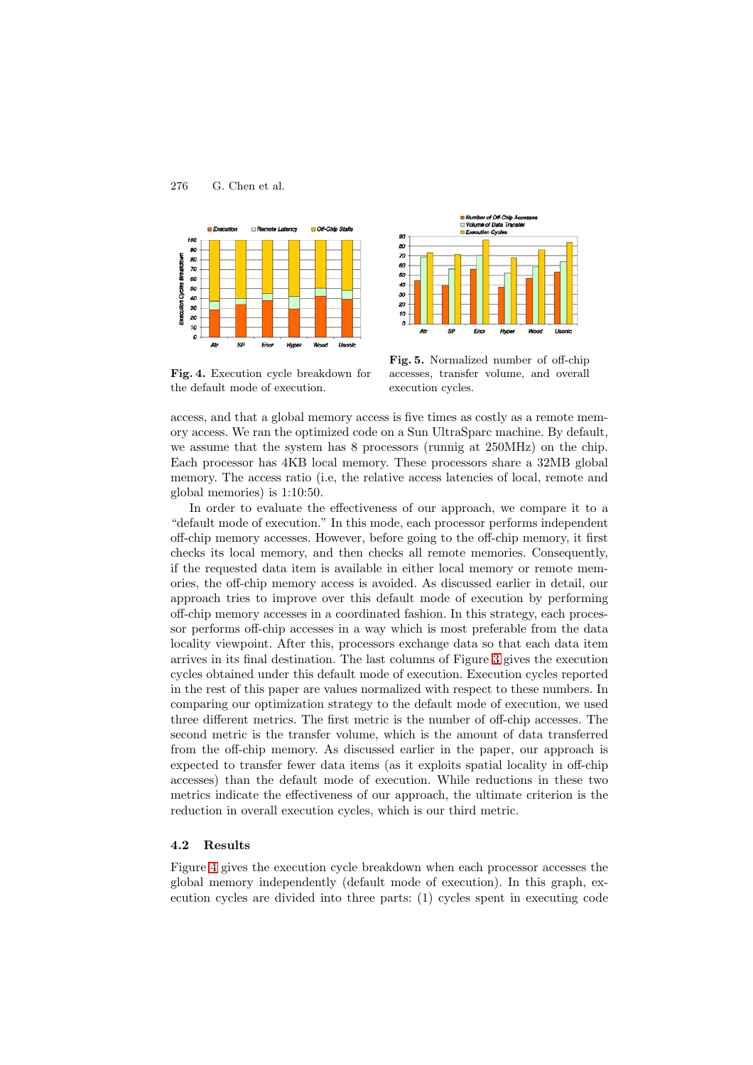Fig. 4. Execution cycle breakdown for the default mode of execution.

Fig. 5. Normalized number of off-chip accesses, transfer volume, and overall execution cycles.

access, and that a global memory access is five times as costly as a remote memory access. We ran the optimized code on a Sun UltraSparc machine. By default, we assume that the system has 8 processors (runnig at 250MHz) on the chip. Each processor has 4KB local memory. These processors share a 32MB global memory. The access ratio (i.e, the relative access latencies of local, remote and global memories) is 1:10:50.

In order to evaluate the effectiveness of our approach, we compare it to a "default mode of execution." In this mode, each processor performs independent off-chip memory accesses. However, before going to the off-chip memory, it first checks its local memory, and then checks all remote memories. Consequently, if the requested data item is available in either local memory or remote memories, the off-chip memory access is avoided. As discussed earlier in detail, our approach tries to improve over this default mode of execution by performing off-chip memory accesses in a coordinated fashion. In this strategy, each processor performs off-chip accesses in a way which is most preferable from the data locality viewpoint. After this, processors exchange data so that each data item arrives in its final destination. The last columns of Figure 3 gives the execution cycles obtained under this default mode of execution. Execution cycles reported in the rest of this paper are values normalized with respect to these numbers. In comparing our optimization strategy to the default mode of execution, we used three different metrics. The first metric is the number of off-chip accesses. The second metric is the transfer volume, which is the amount of data transferred from the off-chip memory. As discussed earlier in the paper, our approach is expected to transfer fewer data items (as it exploits spatial locality in off-chip accesses) than the default mode of execution. While reductions in these two metrics indicate the effectiveness of our approach, the ultimate criterion is the reduction in overall execution cycles, which is our third metric.

### 4.2 Results

Figure 4 gives the execution cycle breakdown when each processor accesses the global memory independently (default mode of execution). In this graph, execution cycles are divided into three parts: (1) cycles spent in executing code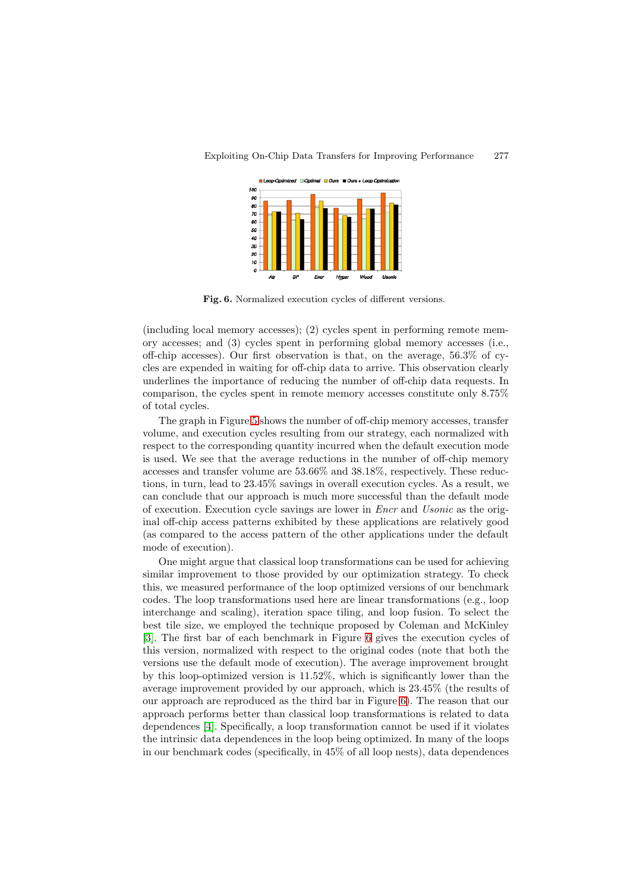**Fig. 6.** Normalized execution cycles of different versions.

(including local memory accesses); (2) cycles spent in performing remote memory accesses; and (3) cycles spent in performing global memory accesses (i.e., off-chip accesses). Our first observation is that, on the average, 56.3% of cycles are expended in waiting for off-chip data to arrive. This observation clearly underlines the importance of reducing the number of off-chip data requests. In comparison, the cycles spent in remote memory accesses constitute only 8.75% of total cycles.

The graph in Figure 5 shows the number of off-chip memory accesses, transfer volume, and execution cycles resulting from our strategy, each normalized with respect to the corresponding quantity incurred when the default execution mode is used. We see that the average reductions in the number of off-chip memory accesses and transfer volume are 53.66% and 38.18%, respectively. These reductions, in turn, lead to 23.45% savings in overall execution cycles. As a result, we can conclude that our approach is much more successful than the default mode of execution. Execution cycle savings are lower in *Encr* and *Usonic* as the original off-chip access patterns exhibited by these applications are relatively good (as compared to the access pattern of the other applications under the default mode of execution).

One might argue that classical loop transformations can be used for achieving similar improvement to those provided by our optimization strategy. To check this, we measured performance of the loop optimized versions of our benchmark codes. The loop transformations used here are linear transformations (e.g., loop interchange and scaling), iteration space tiling, and loop fusion. To select the best tile size, we employed the technique proposed by Coleman and McKinley [3]. The first bar of each benchmark in Figure 6 gives the execution cycles of this version, normalized with respect to the original codes (note that both the versions use the default mode of execution). The average improvement brought by this loop-optimized version is 11.52%, which is significantly lower than the average improvement provided by our approach, which is 23.45% (the results of our approach are reproduced as the third bar in Figure 6). The reason that our approach performs better than classical loop transformations is related to data dependences [4]. Specifically, a loop transformation cannot be used if it violates the intrinsic data dependences in the loop being optimized. In many of the loops in our benchmark codes (specifically, in 45% of all loop nests), data dependences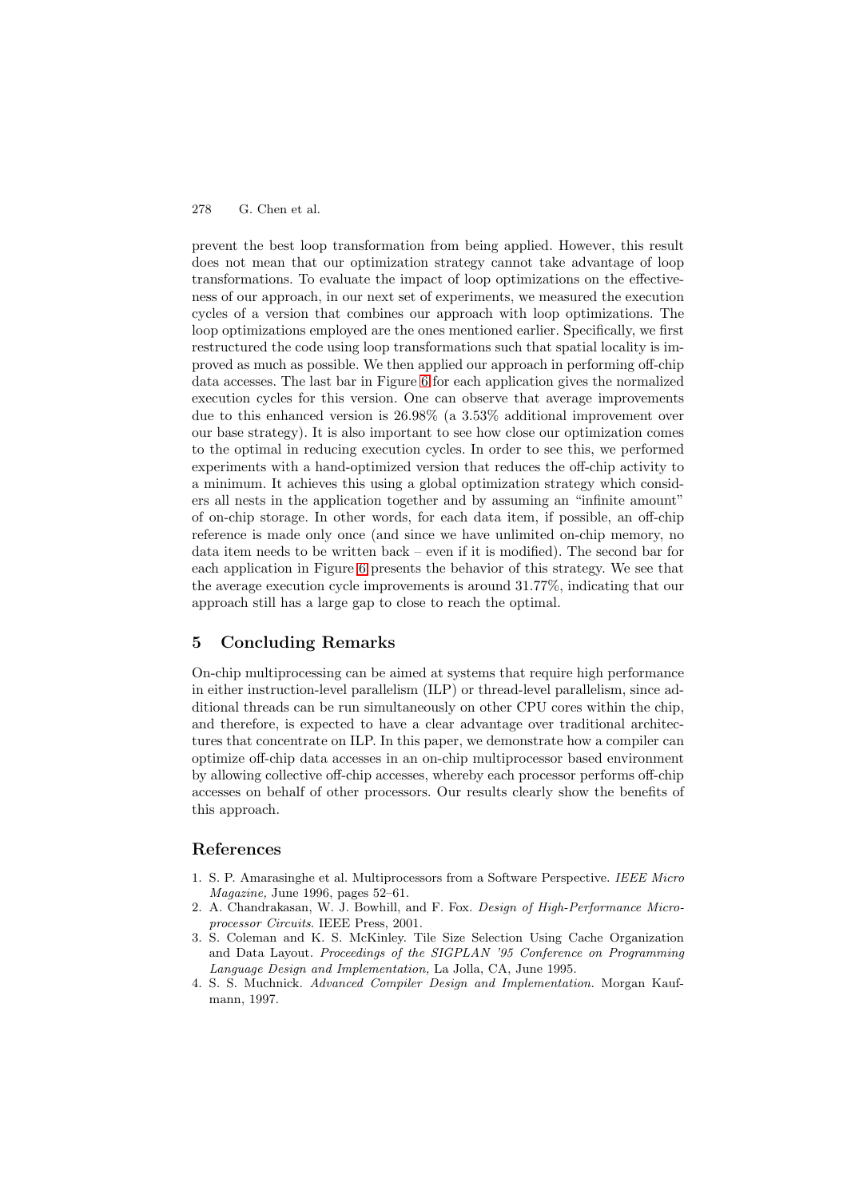prevent the best loop transformation from being applied. However, this result does not mean that our optimization strategy cannot take advantage of loop transformations. To evaluate the impact of loop optimizations on the effectiveness of our approach, in our next set of experiments, we measured the execution cycles of a version that combines our approach with loop optimizations. The loop optimizations employed are the ones mentioned earlier. Specifically, we first restructured the code using loop transformations such that spatial locality is improved as much as possible. We then applied our approach in performing off-chip data accesses. The last bar in Figure 6 for each application gives the normalized execution cycles for this version. One can observe that average improvements due to this enhanced version is 26.98% (a 3.53% additional improvement over our base strategy). It is also important to see how close our optimization comes to the optimal in reducing execution cycles. In order to see this, we performed experiments with a hand-optimized version that reduces the off-chip activity to a minimum. It achieves this using a global optimization strategy which considers all nests in the application together and by assuming an "infinite amount" of on-chip storage. In other words, for each data item, if possible, an off-chip reference is made only once (and since we have unlimited on-chip memory, no data item needs to be written back – even if it is modified). The second bar for each application in Figure 6 presents the behavior of this strategy. We see that the average execution cycle improvements is around 31.77%, indicating that our approach still has a large gap to close to reach the optimal.

## 5 Concluding Remarks

On-chip multiprocessing can be aimed at systems that require high performance in either instruction-level parallelism (ILP) or thread-level parallelism, since additional threads can be run simultaneously on other CPU cores within the chip, and therefore, is expected to have a clear advantage over traditional architectures that concentrate on ILP. In this paper, we demonstrate how a compiler can optimize off-chip data accesses in an on-chip multiprocessor based environment by allowing collective off-chip accesses, whereby each processor performs off-chip accesses on behalf of other processors. Our results clearly show the benefits of this approach.

## References

1. S. P. Amarasinghe et al. Multiprocessors from a Software Perspective. *IEEE Micro Magazine,* June 1996, pages 52–61.
2. A. Chandrakasan, W. J. Bowhill, and F. Fox. *Design of High-Performance Microprocessor Circuits*. IEEE Press, 2001.
3. S. Coleman and K. S. McKinley. Tile Size Selection Using Cache Organization and Data Layout. *Proceedings of the SIGPLAN '95 Conference on Programming Language Design and Implementation,* La Jolla, CA, June 1995.
4. S. S. Muchnick. *Advanced Compiler Design and Implementation.* Morgan Kaufmann, 1997.